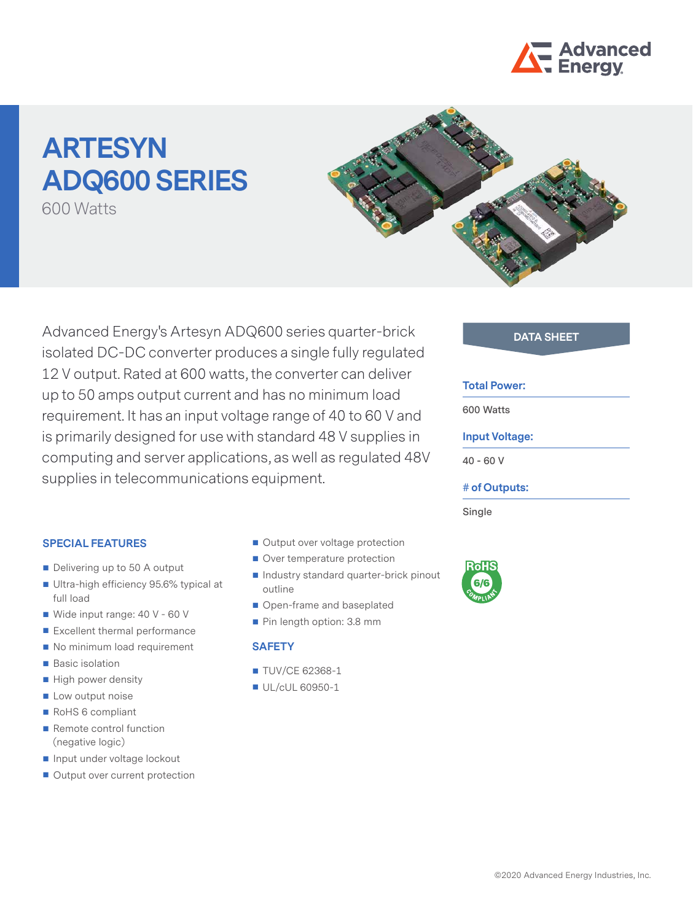# ARTESYN ADQ600 SERIES

600 Watts

Advanced Energy's Artesyn ADQ600 series quarter-brick isolated DC-DC converter produces a single fully regulated 12 V output. Rated at 600 watts, the converter can deliver up to 50 amps output current and has no minimum load requirement. It has an input voltage range of 40 to 60 V and is primarily designed for use with standard 48 V supplies in computing and server applications, as well as regulated 48V supplies in telecommunications equipment.

**DATA SHEET**

**Total Power:**

600 Watts

**Input Voltage:**

40 - 60 V

**# of Outputs:**

Single

## SPECIAL FEATURES

- Delivering up to 50 A output
- Ultra-high efficiency 95.6% typical at full load
- Wide input range: 40 V - 60 V
- Excellent thermal performance
- No minimum load requirement
- Basic isolation
- High power density
- Low output noise
- RoHS 6 compliant
- Remote control function (negative logic)
- Input under voltage lockout
- Output over current protection
- Output over voltage protection
- Over temperature protection
- Industry standard quarter-brick pinout outline
- Open-frame and baseplated
- Pin length option: 3.8 mm

## SAFETY

- TUV/CE 62368-1
- UL/cUL 60950-1

©2020 Advanced Energy Industries, Inc.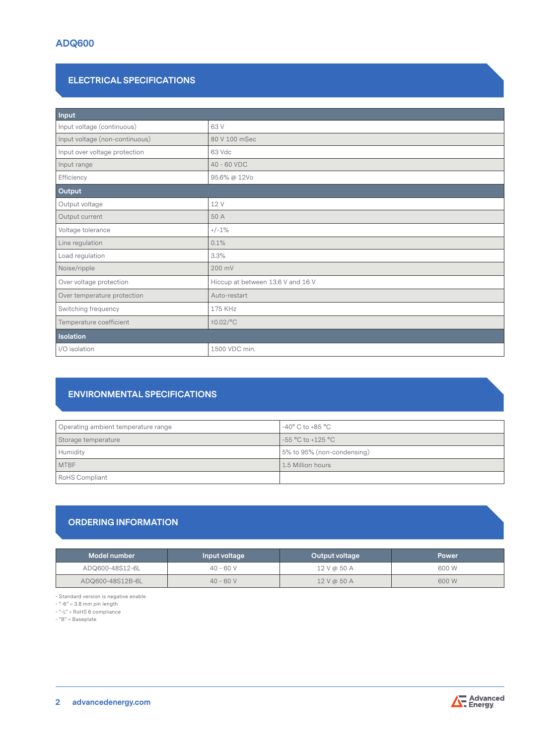## ELECTRICAL SPECIFICATIONS

| **Input** | |
|---|---|
| Input voltage (continuous) | 63 V |
| Input voltage (non-continuous) | 80 V 100 mSec |
| Input over voltage protection | 63 Vdc |
| Input range | 40 - 60 VDC |
| Efficiency | 95.6% @ 12Vo |
| **Output** | |
| Output voltage | 12 V |
| Output current | 50 A |
| Voltage tolerance | +/-1% |
| Line regulation | 0.1% |
| Load regulation | 3.3% |
| Noise/ripple | 200 mV |
| Over voltage protection | Hiccup at between 13.6 V and 16 V |
| Over temperature protection | Auto-restart |
| Switching frequency | 175 KHz |
| Temperature coefficient | ±0.02/°C |
| **Isolation** | |
| I/O isolation | 1500 VDC min. |

## ENVIRONMENTAL SPECIFICATIONS

| | |
|---|---|
| Operating ambient temperature range | -40° C to +85 °C |
| Storage temperature | -55 °C to +125 °C |
| Humidity | 5% to 95% (non-condensing) |
| MTBF | 1.5 Million hours |
| RoHS Compliant | |

## ORDERING INFORMATION

| Model number | Input voltage | Output voltage | Power |
|---|---|---|---|
| ADQ600-48S12-6L | 40 - 60 V | 12 V @ 50 A | 600 W |
| ADQ600-48S12B-6L | 40 - 60 V | 12 V @ 50 A | 600 W |

- Standard version is negative enable
- "-6" = 3.8 mm pin length
- "-L" = RoHS 6 compliance
- "B" = Baseplate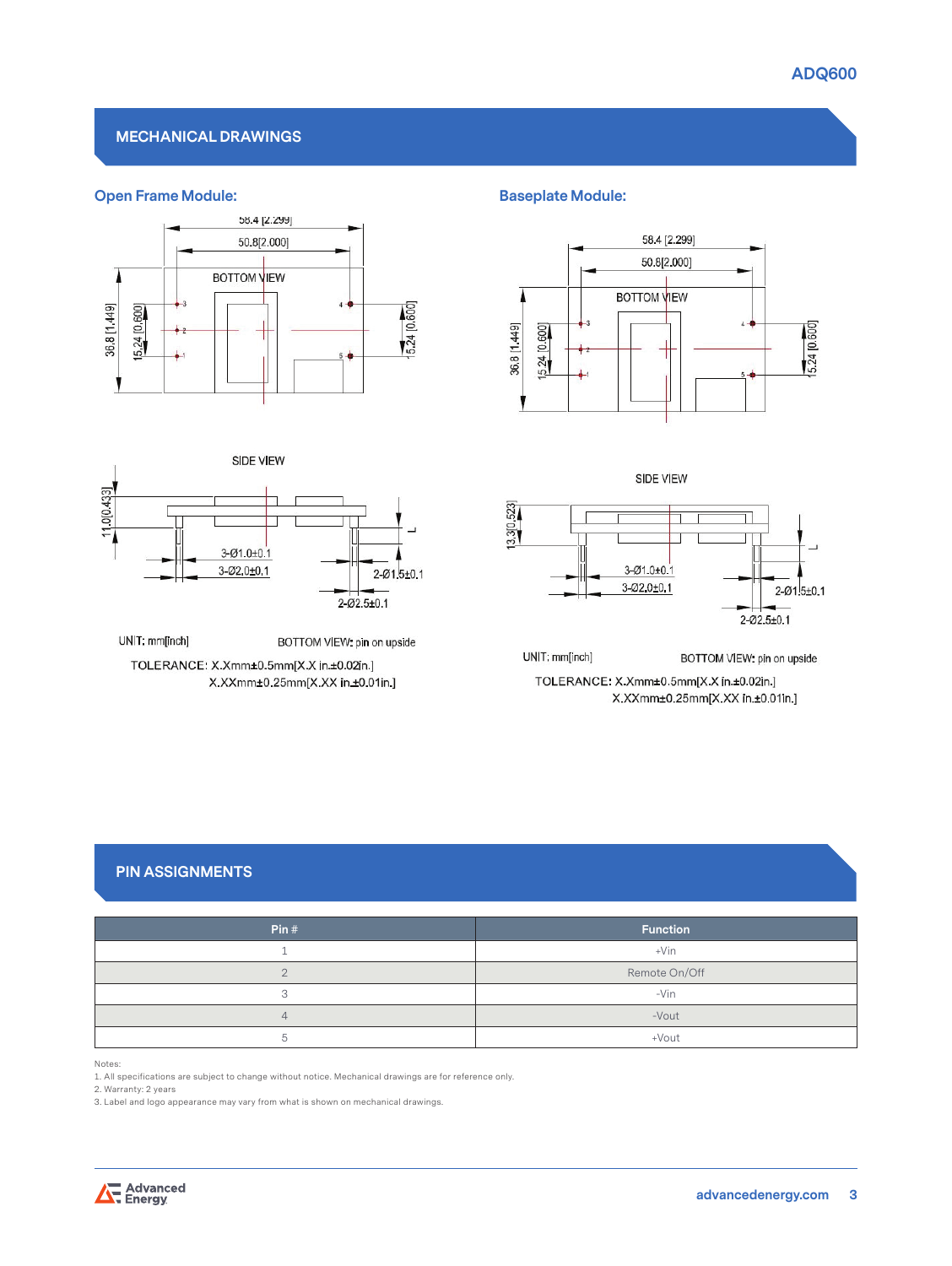## MECHANICAL DRAWINGS

### Open Frame Module:

58.4 [2.299]

50.8[2.000]

BOTTOM VIEW

36.8 [1.449]

15.24 [0.600]

15.24 [0.600]

SIDE VIEW

11.0[0.433]

3-Ø1.0±0.1

3-Ø2.0±0.1

2-Ø1.5±0.1

2-Ø2.5±0.1

UNIT: mm[inch]

BOTTOM VIEW: pin on upside

TOLERANCE: X.Xmm±0.5mm[X.X in.±0.02in.]
X.XXmm±0.25mm[X.XX in.±0.01in.]

### Baseplate Module:

58.4 [2.299]

50.8[2.000]

BOTTOM VIEW

36.8 [1.449]

15.24 [0.600]

15.24 [0.600]

SIDE VIEW

13.3[0.523]

3-Ø1.0±0.1

3-Ø2.0±0.1

2-Ø1.5±0.1

2-Ø2.5±0.1

UNIT: mm[inch]

BOTTOM VIEW: pin on upside

TOLERANCE: X.Xmm±0.5mm[X.X in.±0.02in.]
X.XXmm±0.25mm[X.XX in.±0.01in.]

## PIN ASSIGNMENTS

| Pin # | Function |
|---|---|
| 1 | +Vin |
| 2 | Remote On/Off |
| 3 | -Vin |
| 4 | -Vout |
| 5 | +Vout |

Notes:
1. All specifications are subject to change without notice. Mechanical drawings are for reference only.
2. Warranty: 2 years
3. Label and logo appearance may vary from what is shown on mechanical drawings.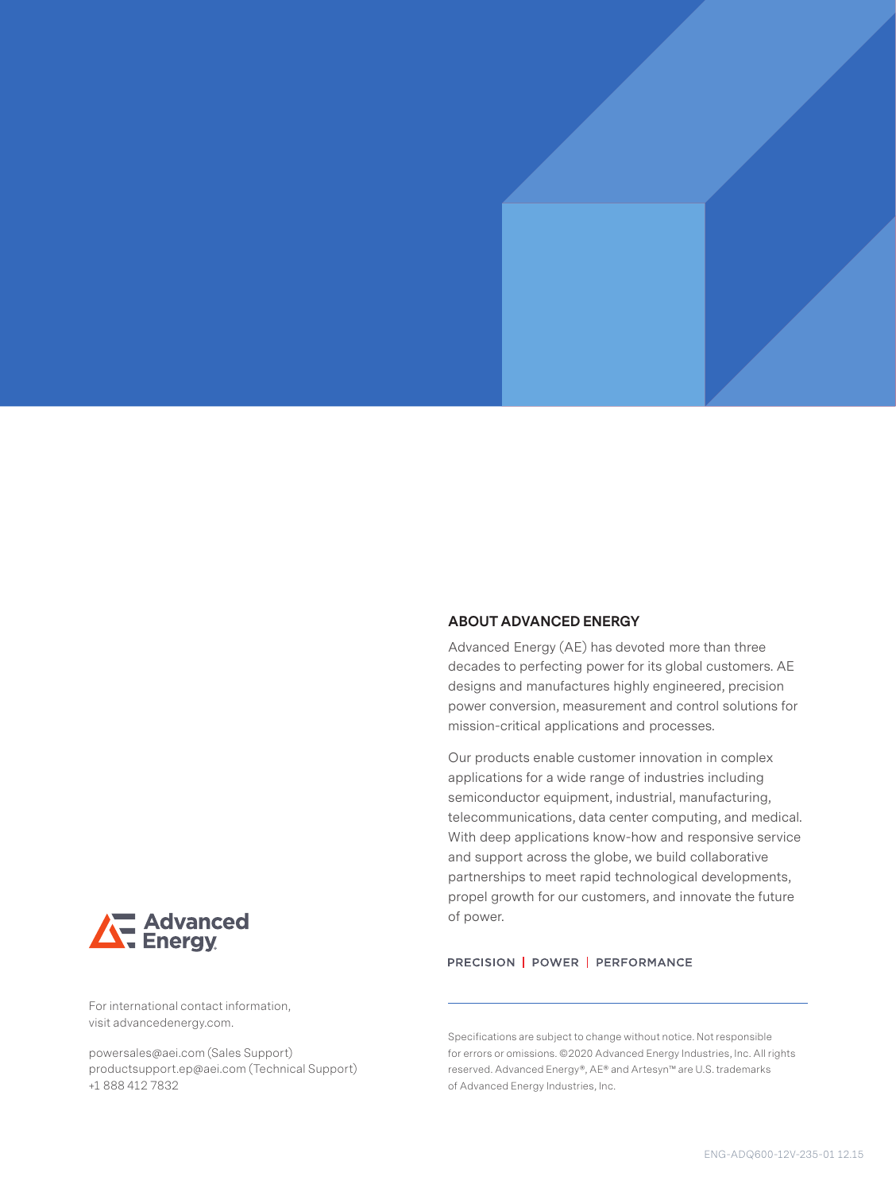## ABOUT ADVANCED ENERGY

Advanced Energy (AE) has devoted more than three decades to perfecting power for its global customers. AE designs and manufactures highly engineered, precision power conversion, measurement and control solutions for mission-critical applications and processes.

Our products enable customer innovation in complex applications for a wide range of industries including semiconductor equipment, industrial, manufacturing, telecommunications, data center computing, and medical. With deep applications know-how and responsive service and support across the globe, we build collaborative partnerships to meet rapid technological developments, propel growth for our customers, and innovate the future of power.

PRECISION | POWER | PERFORMANCE

Advanced Energy

For international contact information, visit advancedenergy.com.

powersales@aei.com (Sales Support)
productsupport.ep@aei.com (Technical Support)
+1 888 412 7832

Specifications are subject to change without notice. Not responsible for errors or omissions. ©2020 Advanced Energy Industries, Inc. All rights reserved. Advanced Energy®, AE® and Artesyn™ are U.S. trademarks of Advanced Energy Industries, Inc.

ENG-ADQ600-12V-235-01 12.15